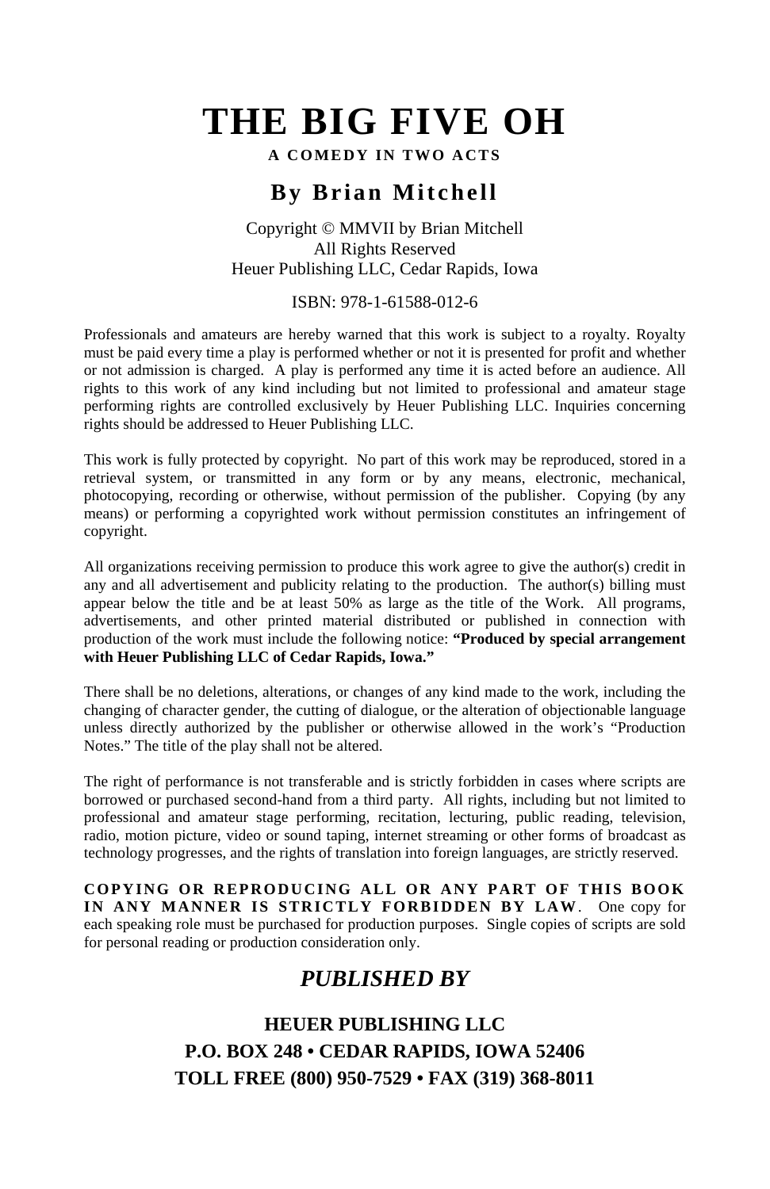# THE BIG FIVE OH

**A COMEDY IN TWO ACTS**

## By Brian Mitchell

Copyright © MMVII by Brian Mitchell
All Rights Reserved
Heuer Publishing LLC, Cedar Rapids, Iowa

ISBN: 978-1-61588-012-6

Professionals and amateurs are hereby warned that this work is subject to a royalty. Royalty must be paid every time a play is performed whether or not it is presented for profit and whether or not admission is charged. A play is performed any time it is acted before an audience. All rights to this work of any kind including but not limited to professional and amateur stage performing rights are controlled exclusively by Heuer Publishing LLC. Inquiries concerning rights should be addressed to Heuer Publishing LLC.

This work is fully protected by copyright. No part of this work may be reproduced, stored in a retrieval system, or transmitted in any form or by any means, electronic, mechanical, photocopying, recording or otherwise, without permission of the publisher. Copying (by any means) or performing a copyrighted work without permission constitutes an infringement of copyright.

All organizations receiving permission to produce this work agree to give the author(s) credit in any and all advertisement and publicity relating to the production. The author(s) billing must appear below the title and be at least 50% as large as the title of the Work. All programs, advertisements, and other printed material distributed or published in connection with production of the work must include the following notice: **"Produced by special arrangement with Heuer Publishing LLC of Cedar Rapids, Iowa."**

There shall be no deletions, alterations, or changes of any kind made to the work, including the changing of character gender, the cutting of dialogue, or the alteration of objectionable language unless directly authorized by the publisher or otherwise allowed in the work's "Production Notes." The title of the play shall not be altered.

The right of performance is not transferable and is strictly forbidden in cases where scripts are borrowed or purchased second-hand from a third party. All rights, including but not limited to professional and amateur stage performing, recitation, lecturing, public reading, television, radio, motion picture, video or sound taping, internet streaming or other forms of broadcast as technology progresses, and the rights of translation into foreign languages, are strictly reserved.

**COPYING OR REPRODUCING ALL OR ANY PART OF THIS BOOK IN ANY MANNER IS STRICTLY FORBIDDEN BY LAW.** One copy for each speaking role must be purchased for production purposes. Single copies of scripts are sold for personal reading or production consideration only.

## *PUBLISHED BY*

**HEUER PUBLISHING LLC**
**P.O. BOX 248 • CEDAR RAPIDS, IOWA 52406**
**TOLL FREE (800) 950-7529 • FAX (319) 368-8011**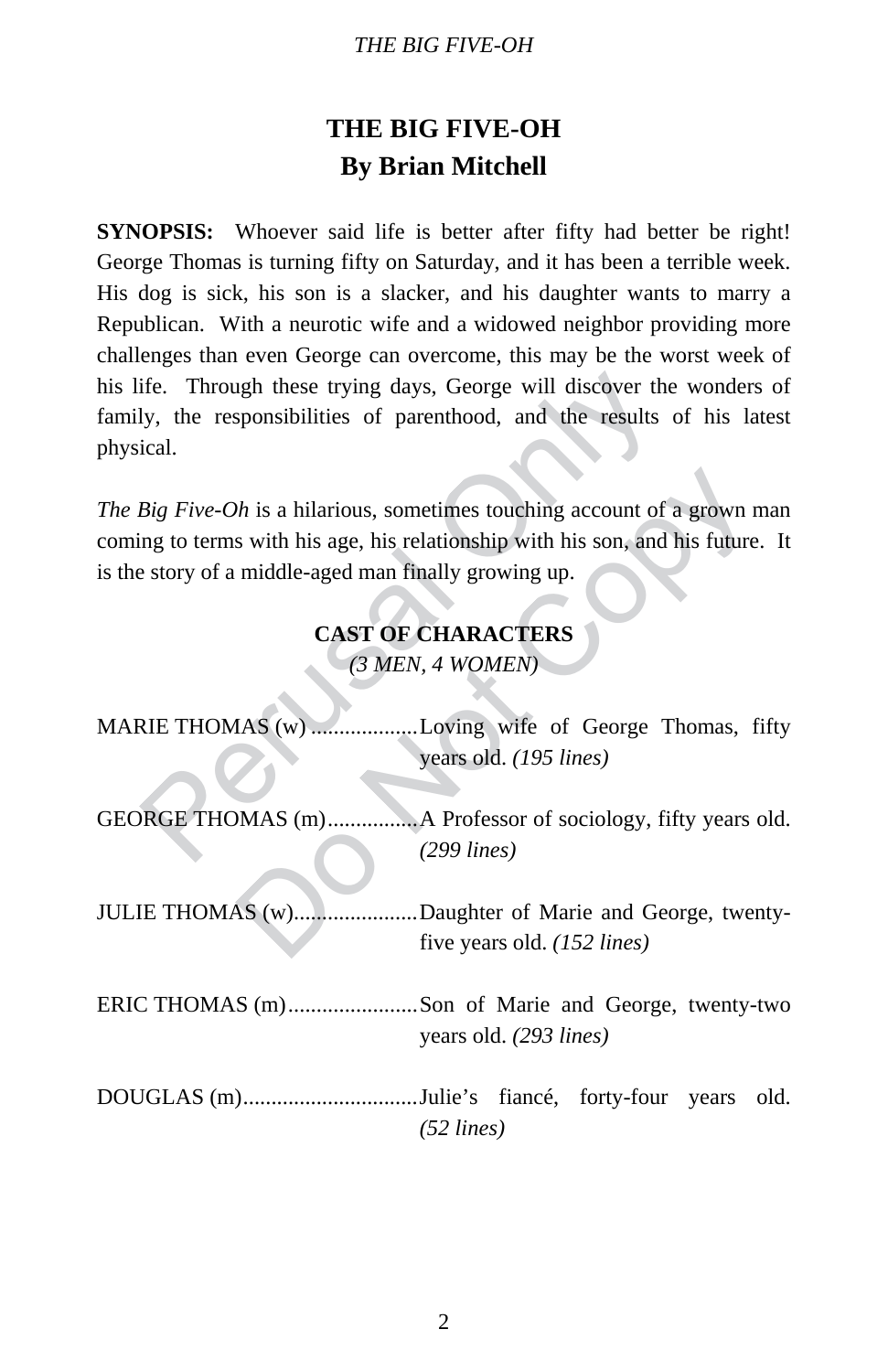# THE BIG FIVE-OH
## By Brian Mitchell

**SYNOPSIS:** Whoever said life is better after fifty had better be right! George Thomas is turning fifty on Saturday, and it has been a terrible week. His dog is sick, his son is a slacker, and his daughter wants to marry a Republican. With a neurotic wife and a widowed neighbor providing more challenges than even George can overcome, this may be the worst week of his life. Through these trying days, George will discover the wonders of family, the responsibilities of parenthood, and the results of his latest physical.

*The Big Five-Oh* is a hilarious, sometimes touching account of a grown man coming to terms with his age, his relationship with his son, and his future. It is the story of a middle-aged man finally growing up.

### CAST OF CHARACTERS
*(3 MEN, 4 WOMEN)*

MARIE THOMAS (w) .................. Loving wife of George Thomas, fifty years old. *(195 lines)*

GEORGE THOMAS (m)................ A Professor of sociology, fifty years old. *(299 lines)*

JULIE THOMAS (w)...................... Daughter of Marie and George, twenty-five years old. *(152 lines)*

ERIC THOMAS (m)....................... Son of Marie and George, twenty-two years old. *(293 lines)*

DOUGLAS (m)............................... Julie's fiancé, forty-four years old. *(52 lines)*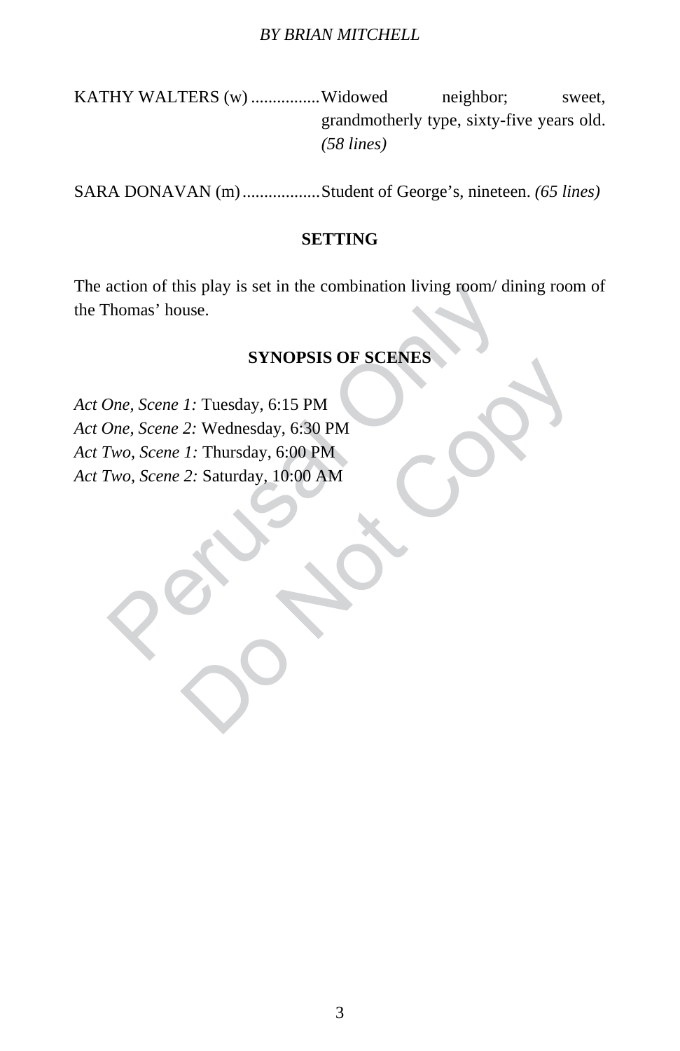KATHY WALTERS (w) ................ Widowed neighbor; sweet, grandmotherly type, sixty-five years old. *(58 lines)*

SARA DONAVAN (m) .................. Student of George's, nineteen. *(65 lines)*

## SETTING

The action of this play is set in the combination living room/ dining room of the Thomas' house.

## SYNOPSIS OF SCENES

*Act One, Scene 1:* Tuesday, 6:15 PM
*Act One, Scene 2:* Wednesday, 6:30 PM
*Act Two, Scene 1:* Thursday, 6:00 PM
*Act Two, Scene 2:* Saturday, 10:00 AM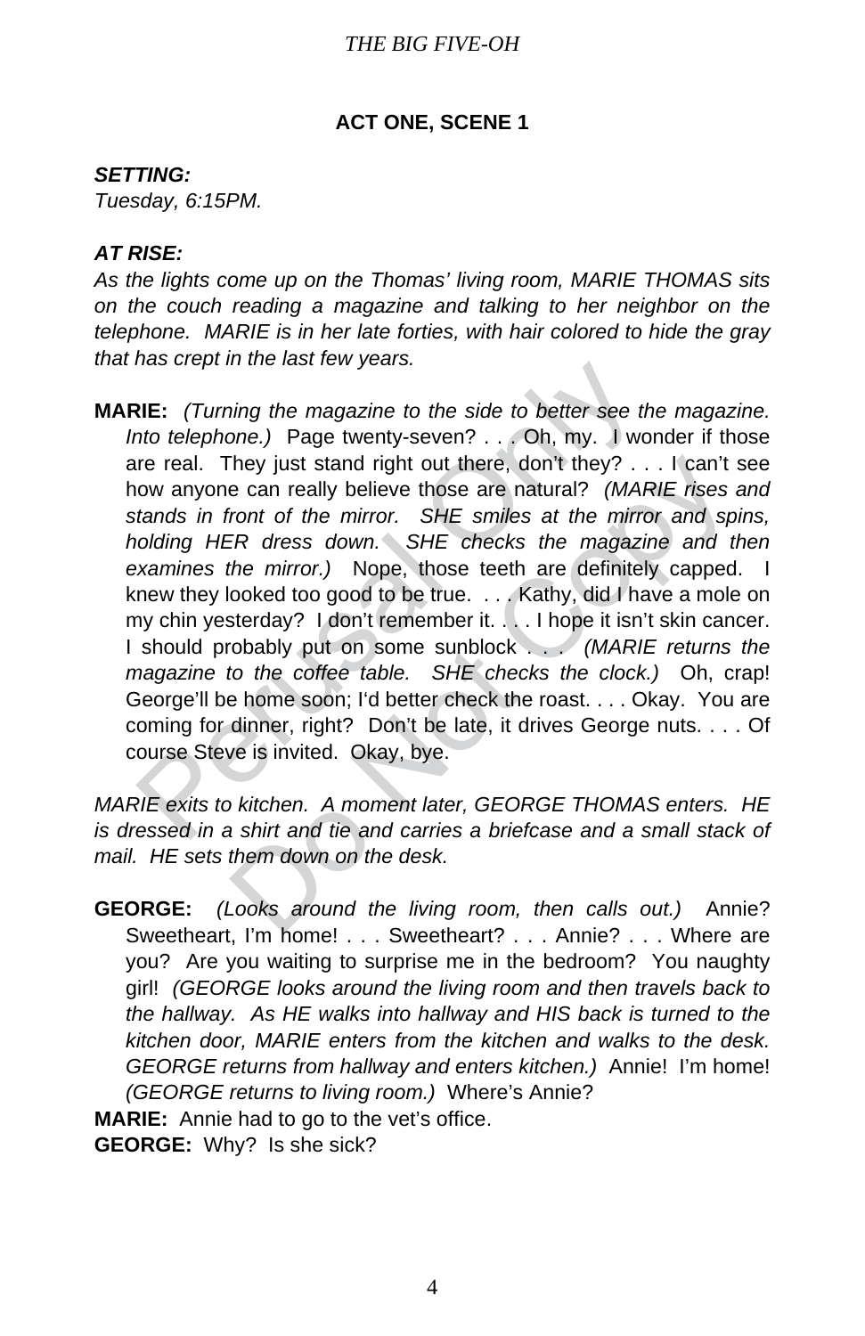## ACT ONE, SCENE 1

***SETTING:***
*Tuesday, 6:15PM.*

***AT RISE:***
*As the lights come up on the Thomas' living room, MARIE THOMAS sits on the couch reading a magazine and talking to her neighbor on the telephone. MARIE is in her late forties, with hair colored to hide the gray that has crept in the last few years.*

**MARIE:** *(Turning the magazine to the side to better see the magazine. Into telephone.)* Page twenty-seven? . . . Oh, my. I wonder if those are real. They just stand right out there, don't they? . . . I can't see how anyone can really believe those are natural? *(MARIE rises and stands in front of the mirror. SHE smiles at the mirror and spins, holding HER dress down. SHE checks the magazine and then examines the mirror.)* Nope, those teeth are definitely capped. I knew they looked too good to be true. . . . Kathy, did I have a mole on my chin yesterday? I don't remember it. . . . I hope it isn't skin cancer. I should probably put on some sunblock . . . *(MARIE returns the magazine to the coffee table. SHE checks the clock.)* Oh, crap! George'll be home soon; I'd better check the roast. . . . Okay. You are coming for dinner, right? Don't be late, it drives George nuts. . . . Of course Steve is invited. Okay, bye.

*MARIE exits to kitchen. A moment later, GEORGE THOMAS enters. HE is dressed in a shirt and tie and carries a briefcase and a small stack of mail. HE sets them down on the desk.*

**GEORGE:** *(Looks around the living room, then calls out.)* Annie? Sweetheart, I'm home! . . . Sweetheart? . . . Annie? . . . Where are you? Are you waiting to surprise me in the bedroom? You naughty girl! *(GEORGE looks around the living room and then travels back to the hallway. As HE walks into hallway and HIS back is turned to the kitchen door, MARIE enters from the kitchen and walks to the desk. GEORGE returns from hallway and enters kitchen.)* Annie! I'm home! *(GEORGE returns to living room.)* Where's Annie?

**MARIE:** Annie had to go to the vet's office.

**GEORGE:** Why? Is she sick?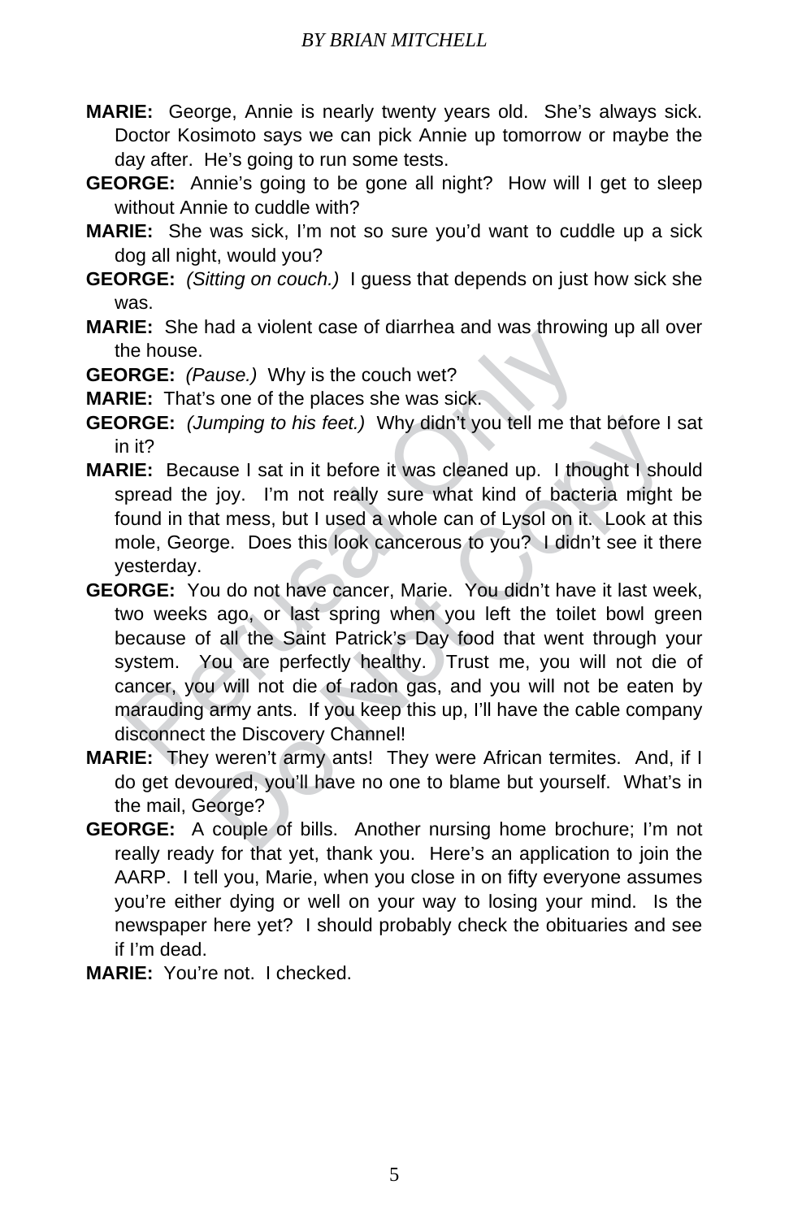**MARIE:** George, Annie is nearly twenty years old. She's always sick. Doctor Kosimoto says we can pick Annie up tomorrow or maybe the day after. He's going to run some tests.

**GEORGE:** Annie's going to be gone all night? How will I get to sleep without Annie to cuddle with?

**MARIE:** She was sick, I'm not so sure you'd want to cuddle up a sick dog all night, would you?

**GEORGE:** *(Sitting on couch.)* I guess that depends on just how sick she was.

**MARIE:** She had a violent case of diarrhea and was throwing up all over the house.

**GEORGE:** *(Pause.)* Why is the couch wet?

**MARIE:** That's one of the places she was sick.

**GEORGE:** *(Jumping to his feet.)* Why didn't you tell me that before I sat in it?

**MARIE:** Because I sat in it before it was cleaned up. I thought I should spread the joy. I'm not really sure what kind of bacteria might be found in that mess, but I used a whole can of Lysol on it. Look at this mole, George. Does this look cancerous to you? I didn't see it there yesterday.

**GEORGE:** You do not have cancer, Marie. You didn't have it last week, two weeks ago, or last spring when you left the toilet bowl green because of all the Saint Patrick's Day food that went through your system. You are perfectly healthy. Trust me, you will not die of cancer, you will not die of radon gas, and you will not be eaten by marauding army ants. If you keep this up, I'll have the cable company disconnect the Discovery Channel!

**MARIE:** They weren't army ants! They were African termites. And, if I do get devoured, you'll have no one to blame but yourself. What's in the mail, George?

**GEORGE:** A couple of bills. Another nursing home brochure; I'm not really ready for that yet, thank you. Here's an application to join the AARP. I tell you, Marie, when you close in on fifty everyone assumes you're either dying or well on your way to losing your mind. Is the newspaper here yet? I should probably check the obituaries and see if I'm dead.

**MARIE:** You're not. I checked.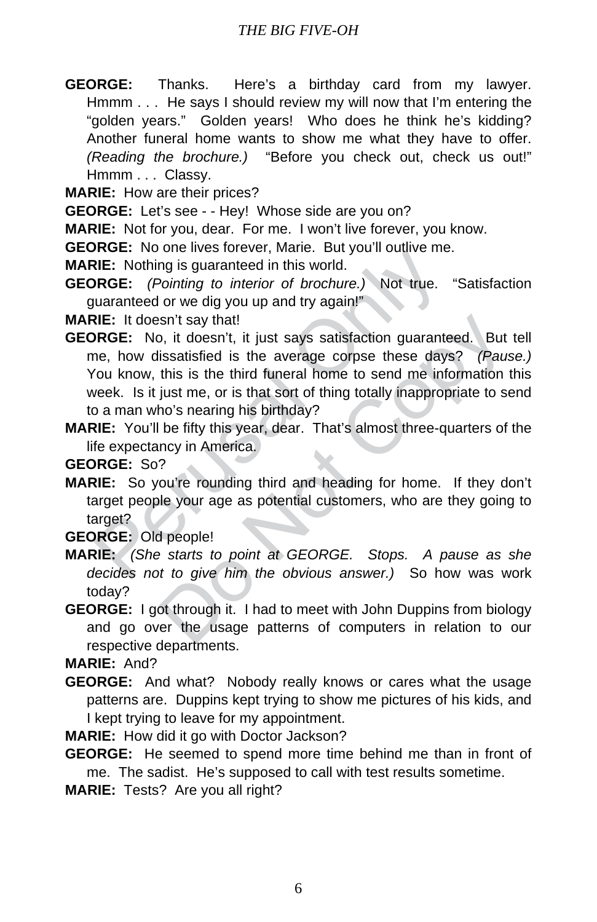**GEORGE:** Thanks. Here's a birthday card from my lawyer. Hmmm . . . He says I should review my will now that I'm entering the "golden years." Golden years! Who does he think he's kidding? Another funeral home wants to show me what they have to offer. *(Reading the brochure.)* "Before you check out, check us out!" Hmmm . . . Classy.

**MARIE:** How are their prices?

**GEORGE:** Let's see - - Hey! Whose side are you on?

**MARIE:** Not for you, dear. For me. I won't live forever, you know.

**GEORGE:** No one lives forever, Marie. But you'll outlive me.

**MARIE:** Nothing is guaranteed in this world.

**GEORGE:** *(Pointing to interior of brochure.)* Not true. "Satisfaction guaranteed or we dig you up and try again!"

**MARIE:** It doesn't say that!

**GEORGE:** No, it doesn't, it just says satisfaction guaranteed. But tell me, how dissatisfied is the average corpse these days? *(Pause.)* You know, this is the third funeral home to send me information this week. Is it just me, or is that sort of thing totally inappropriate to send to a man who's nearing his birthday?

**MARIE:** You'll be fifty this year, dear. That's almost three-quarters of the life expectancy in America.

**GEORGE:** So?

**MARIE:** So you're rounding third and heading for home. If they don't target people your age as potential customers, who are they going to target?

**GEORGE:** Old people!

**MARIE:** *(She starts to point at GEORGE. Stops. A pause as she decides not to give him the obvious answer.)* So how was work today?

**GEORGE:** I got through it. I had to meet with John Duppins from biology and go over the usage patterns of computers in relation to our respective departments.

**MARIE:** And?

**GEORGE:** And what? Nobody really knows or cares what the usage patterns are. Duppins kept trying to show me pictures of his kids, and I kept trying to leave for my appointment.

**MARIE:** How did it go with Doctor Jackson?

**GEORGE:** He seemed to spend more time behind me than in front of me. The sadist. He's supposed to call with test results sometime.

**MARIE:** Tests? Are you all right?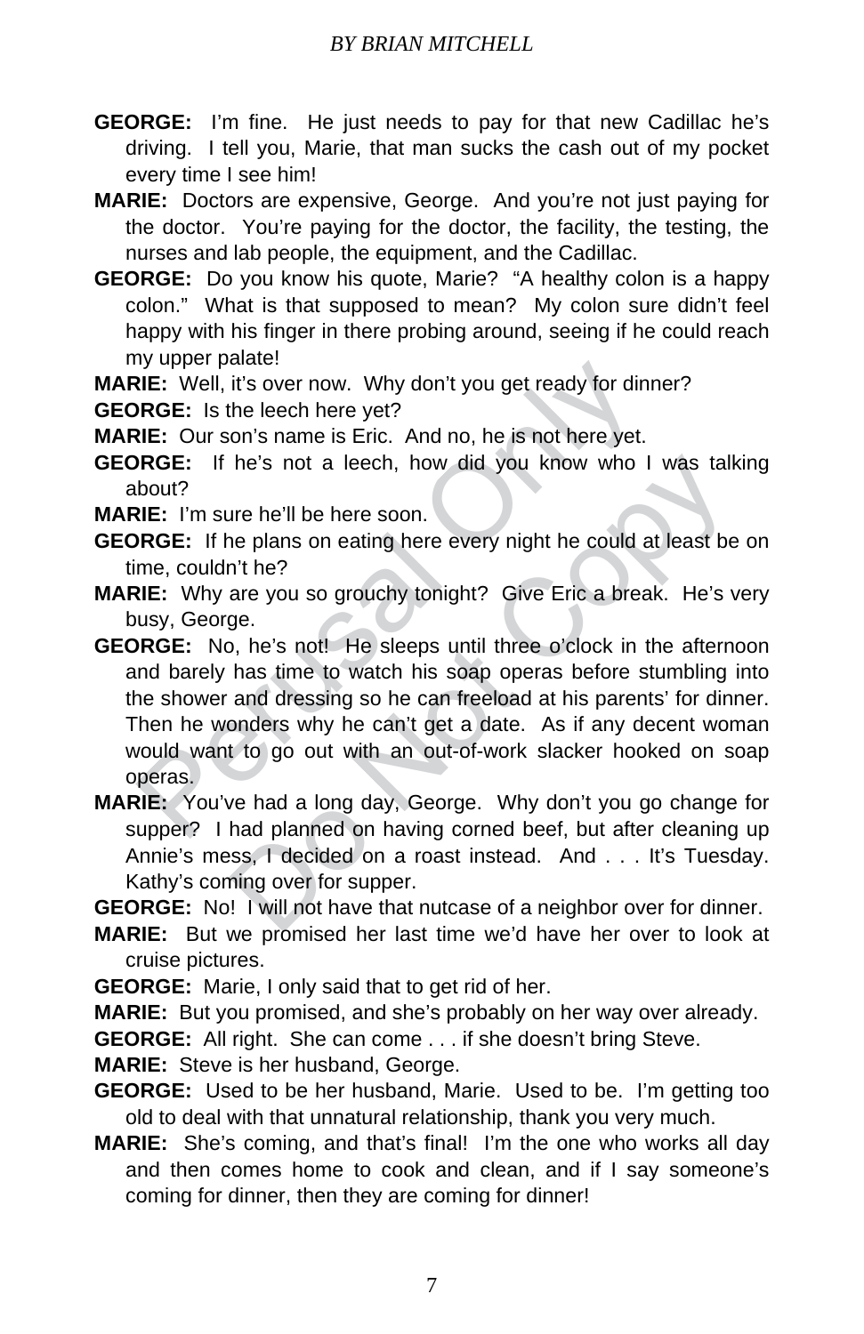**GEORGE:** I'm fine. He just needs to pay for that new Cadillac he's driving. I tell you, Marie, that man sucks the cash out of my pocket every time I see him!

**MARIE:** Doctors are expensive, George. And you're not just paying for the doctor. You're paying for the doctor, the facility, the testing, the nurses and lab people, the equipment, and the Cadillac.

**GEORGE:** Do you know his quote, Marie? "A healthy colon is a happy colon." What is that supposed to mean? My colon sure didn't feel happy with his finger in there probing around, seeing if he could reach my upper palate!

**MARIE:** Well, it's over now. Why don't you get ready for dinner?

**GEORGE:** Is the leech here yet?

**MARIE:** Our son's name is Eric. And no, he is not here yet.

**GEORGE:** If he's not a leech, how did you know who I was talking about?

**MARIE:** I'm sure he'll be here soon.

**GEORGE:** If he plans on eating here every night he could at least be on time, couldn't he?

**MARIE:** Why are you so grouchy tonight? Give Eric a break. He's very busy, George.

**GEORGE:** No, he's not! He sleeps until three o'clock in the afternoon and barely has time to watch his soap operas before stumbling into the shower and dressing so he can freeload at his parents' for dinner. Then he wonders why he can't get a date. As if any decent woman would want to go out with an out-of-work slacker hooked on soap operas.

**MARIE:** You've had a long day, George. Why don't you go change for supper? I had planned on having corned beef, but after cleaning up Annie's mess, I decided on a roast instead. And . . . It's Tuesday. Kathy's coming over for supper.

**GEORGE:** No! I will not have that nutcase of a neighbor over for dinner.

**MARIE:** But we promised her last time we'd have her over to look at cruise pictures.

**GEORGE:** Marie, I only said that to get rid of her.

**MARIE:** But you promised, and she's probably on her way over already.

**GEORGE:** All right. She can come . . . if she doesn't bring Steve.

**MARIE:** Steve is her husband, George.

**GEORGE:** Used to be her husband, Marie. Used to be. I'm getting too old to deal with that unnatural relationship, thank you very much.

**MARIE:** She's coming, and that's final! I'm the one who works all day and then comes home to cook and clean, and if I say someone's coming for dinner, then they are coming for dinner!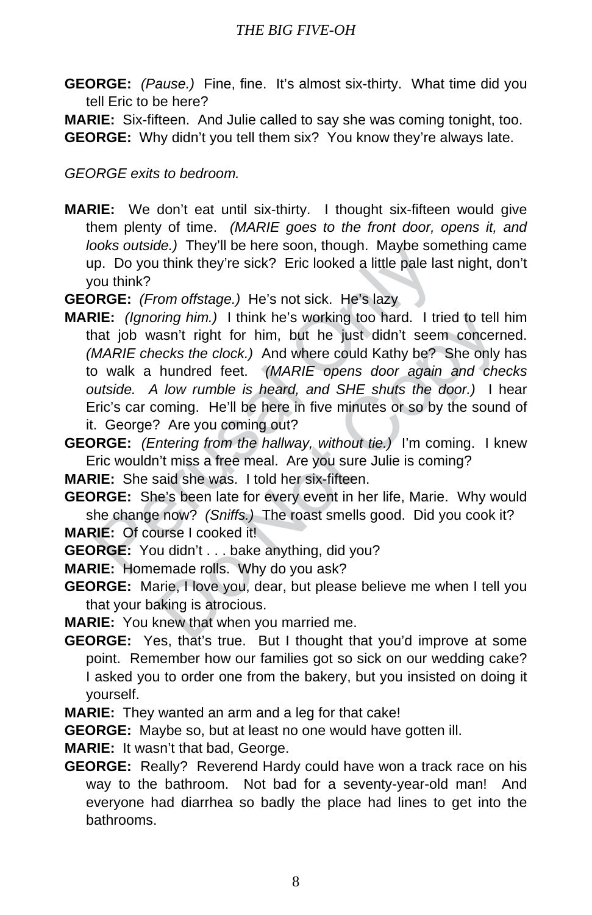**GEORGE:** *(Pause.)* Fine, fine. It's almost six-thirty. What time did you tell Eric to be here?

**MARIE:** Six-fifteen. And Julie called to say she was coming tonight, too.

**GEORGE:** Why didn't you tell them six? You know they're always late.

*GEORGE exits to bedroom.*

**MARIE:** We don't eat until six-thirty. I thought six-fifteen would give them plenty of time. *(MARIE goes to the front door, opens it, and looks outside.)* They'll be here soon, though. Maybe something came up. Do you think they're sick? Eric looked a little pale last night, don't you think?

**GEORGE:** *(From offstage.)* He's not sick. He's lazy

**MARIE:** *(Ignoring him.)* I think he's working too hard. I tried to tell him that job wasn't right for him, but he just didn't seem concerned. *(MARIE checks the clock.)* And where could Kathy be? She only has to walk a hundred feet. *(MARIE opens door again and checks outside. A low rumble is heard, and SHE shuts the door.)* I hear Eric's car coming. He'll be here in five minutes or so by the sound of it. George? Are you coming out?

**GEORGE:** *(Entering from the hallway, without tie.)* I'm coming. I knew Eric wouldn't miss a free meal. Are you sure Julie is coming?

**MARIE:** She said she was. I told her six-fifteen.

**GEORGE:** She's been late for every event in her life, Marie. Why would she change now? *(Sniffs.)* The roast smells good. Did you cook it?

**MARIE:** Of course I cooked it!

**GEORGE:** You didn't . . . bake anything, did you?

**MARIE:** Homemade rolls. Why do you ask?

**GEORGE:** Marie, I love you, dear, but please believe me when I tell you that your baking is atrocious.

**MARIE:** You knew that when you married me.

**GEORGE:** Yes, that's true. But I thought that you'd improve at some point. Remember how our families got so sick on our wedding cake? I asked you to order one from the bakery, but you insisted on doing it yourself.

**MARIE:** They wanted an arm and a leg for that cake!

**GEORGE:** Maybe so, but at least no one would have gotten ill.

**MARIE:** It wasn't that bad, George.

**GEORGE:** Really? Reverend Hardy could have won a track race on his way to the bathroom. Not bad for a seventy-year-old man! And everyone had diarrhea so badly the place had lines to get into the bathrooms.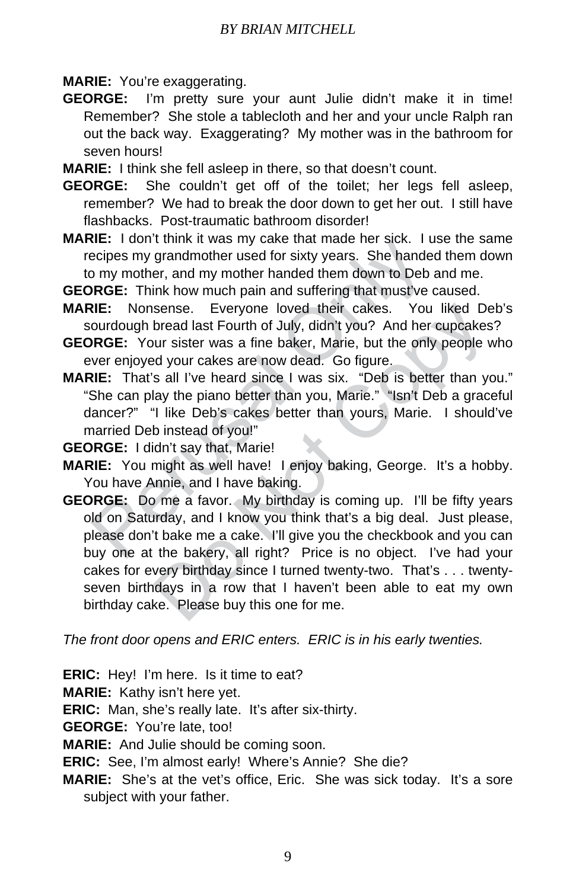**MARIE:** You're exaggerating.

**GEORGE:** I'm pretty sure your aunt Julie didn't make it in time! Remember? She stole a tablecloth and her and your uncle Ralph ran out the back way. Exaggerating? My mother was in the bathroom for seven hours!

**MARIE:** I think she fell asleep in there, so that doesn't count.

**GEORGE:** She couldn't get off of the toilet; her legs fell asleep, remember? We had to break the door down to get her out. I still have flashbacks. Post-traumatic bathroom disorder!

**MARIE:** I don't think it was my cake that made her sick. I use the same recipes my grandmother used for sixty years. She handed them down to my mother, and my mother handed them down to Deb and me.

**GEORGE:** Think how much pain and suffering that must've caused.

**MARIE:** Nonsense. Everyone loved their cakes. You liked Deb's sourdough bread last Fourth of July, didn't you? And her cupcakes?

**GEORGE:** Your sister was a fine baker, Marie, but the only people who ever enjoyed your cakes are now dead. Go figure.

**MARIE:** That's all I've heard since I was six. "Deb is better than you." "She can play the piano better than you, Marie." "Isn't Deb a graceful dancer?" "I like Deb's cakes better than yours, Marie. I should've married Deb instead of you!"

**GEORGE:** I didn't say that, Marie!

**MARIE:** You might as well have! I enjoy baking, George. It's a hobby. You have Annie, and I have baking.

**GEORGE:** Do me a favor. My birthday is coming up. I'll be fifty years old on Saturday, and I know you think that's a big deal. Just please, please don't bake me a cake. I'll give you the checkbook and you can buy one at the bakery, all right? Price is no object. I've had your cakes for every birthday since I turned twenty-two. That's . . . twenty-seven birthdays in a row that I haven't been able to eat my own birthday cake. Please buy this one for me.

*The front door opens and ERIC enters. ERIC is in his early twenties.*

**ERIC:** Hey! I'm here. Is it time to eat?

**MARIE:** Kathy isn't here yet.

**ERIC:** Man, she's really late. It's after six-thirty.

**GEORGE:** You're late, too!

**MARIE:** And Julie should be coming soon.

**ERIC:** See, I'm almost early! Where's Annie? She die?

**MARIE:** She's at the vet's office, Eric. She was sick today. It's a sore subject with your father.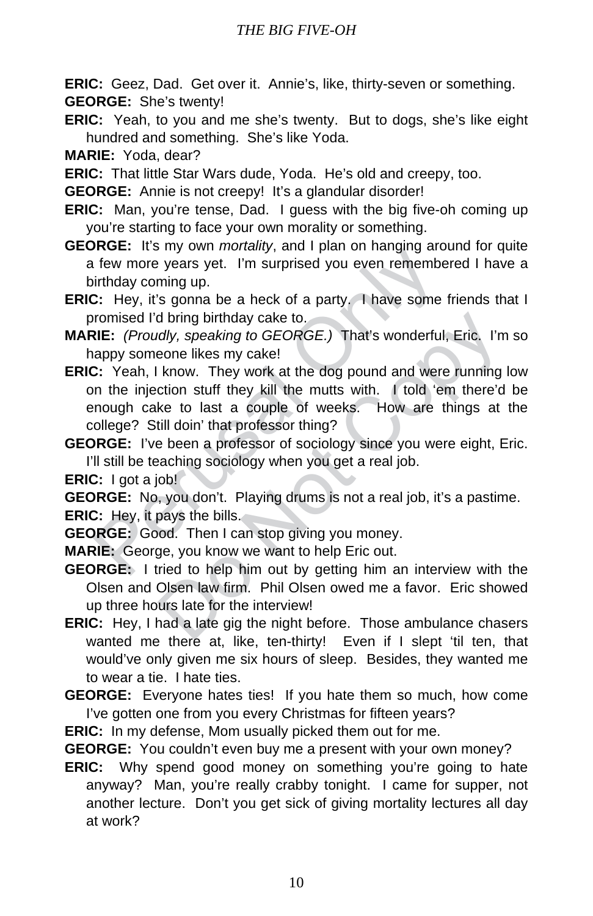**ERIC:** Geez, Dad. Get over it. Annie's, like, thirty-seven or something.

**GEORGE:** She's twenty!

**ERIC:** Yeah, to you and me she's twenty. But to dogs, she's like eight hundred and something. She's like Yoda.

**MARIE:** Yoda, dear?

**ERIC:** That little Star Wars dude, Yoda. He's old and creepy, too.

**GEORGE:** Annie is not creepy! It's a glandular disorder!

**ERIC:** Man, you're tense, Dad. I guess with the big five-oh coming up you're starting to face your own morality or something.

**GEORGE:** It's my own *mortality*, and I plan on hanging around for quite a few more years yet. I'm surprised you even remembered I have a birthday coming up.

**ERIC:** Hey, it's gonna be a heck of a party. I have some friends that I promised I'd bring birthday cake to.

**MARIE:** *(Proudly, speaking to GEORGE.)* That's wonderful, Eric. I'm so happy someone likes my cake!

**ERIC:** Yeah, I know. They work at the dog pound and were running low on the injection stuff they kill the mutts with. I told 'em there'd be enough cake to last a couple of weeks. How are things at the college? Still doin' that professor thing?

**GEORGE:** I've been a professor of sociology since you were eight, Eric. I'll still be teaching sociology when you get a real job.

**ERIC:** I got a job!

**GEORGE:** No, you don't. Playing drums is not a real job, it's a pastime.

**ERIC:** Hey, it pays the bills.

**GEORGE:** Good. Then I can stop giving you money.

**MARIE:** George, you know we want to help Eric out.

**GEORGE:** I tried to help him out by getting him an interview with the Olsen and Olsen law firm. Phil Olsen owed me a favor. Eric showed up three hours late for the interview!

**ERIC:** Hey, I had a late gig the night before. Those ambulance chasers wanted me there at, like, ten-thirty! Even if I slept 'til ten, that would've only given me six hours of sleep. Besides, they wanted me to wear a tie. I hate ties.

**GEORGE:** Everyone hates ties! If you hate them so much, how come I've gotten one from you every Christmas for fifteen years?

**ERIC:** In my defense, Mom usually picked them out for me.

**GEORGE:** You couldn't even buy me a present with your own money?

**ERIC:** Why spend good money on something you're going to hate anyway? Man, you're really crabby tonight. I came for supper, not another lecture. Don't you get sick of giving mortality lectures all day at work?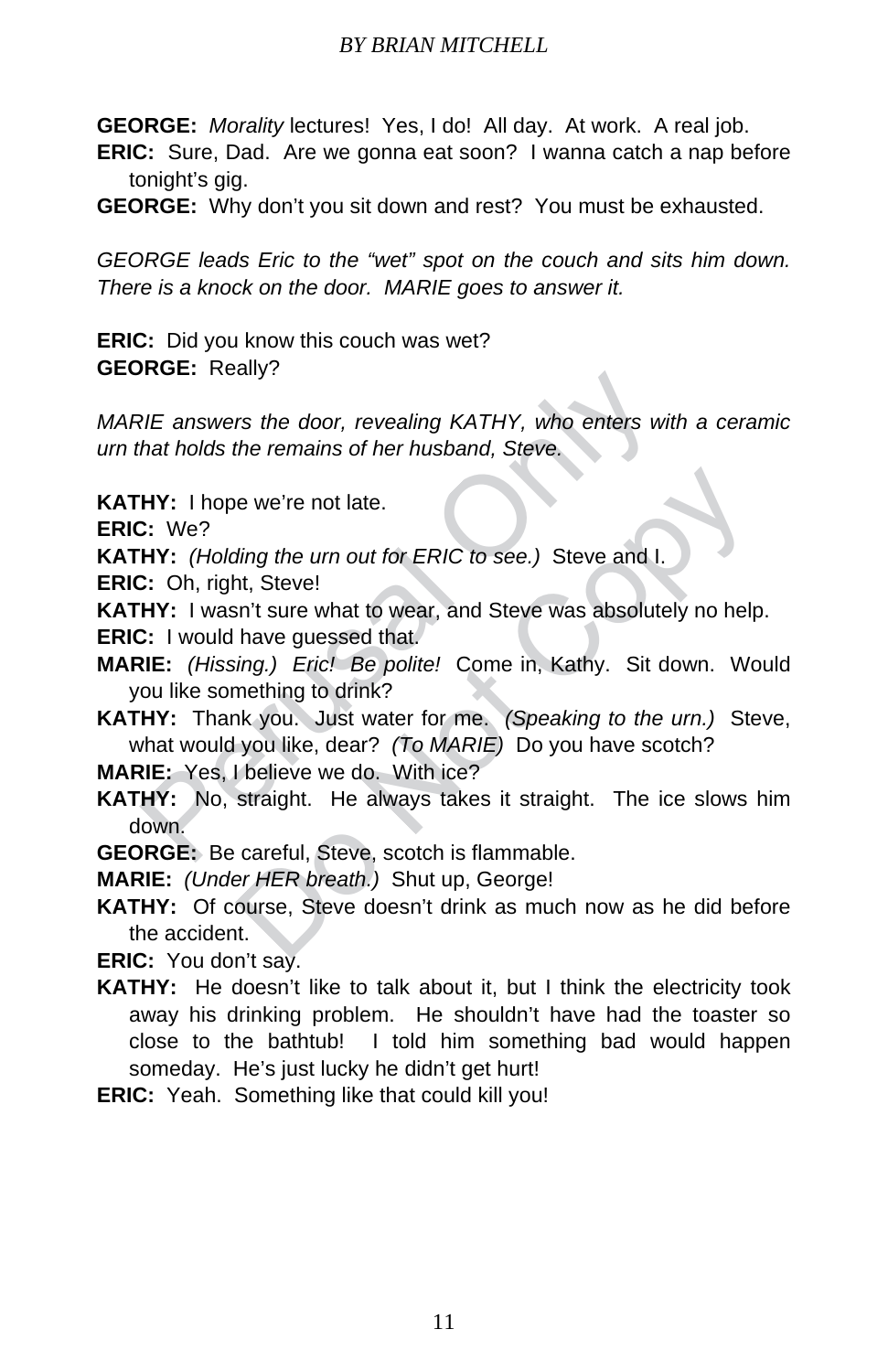**GEORGE:** *Morality* lectures! Yes, I do! All day. At work. A real job.

**ERIC:** Sure, Dad. Are we gonna eat soon? I wanna catch a nap before tonight's gig.

**GEORGE:** Why don't you sit down and rest? You must be exhausted.

*GEORGE leads Eric to the "wet" spot on the couch and sits him down. There is a knock on the door. MARIE goes to answer it.*

**ERIC:** Did you know this couch was wet?

**GEORGE:** Really?

*MARIE answers the door, revealing KATHY, who enters with a ceramic urn that holds the remains of her husband, Steve.*

**KATHY:** I hope we're not late.

**ERIC:** We?

**KATHY:** *(Holding the urn out for ERIC to see.)* Steve and I.

**ERIC:** Oh, right, Steve!

**KATHY:** I wasn't sure what to wear, and Steve was absolutely no help.

**ERIC:** I would have guessed that.

**MARIE:** *(Hissing.) Eric! Be polite!* Come in, Kathy. Sit down. Would you like something to drink?

**KATHY:** Thank you. Just water for me. *(Speaking to the urn.)* Steve, what would you like, dear? *(To MARIE)* Do you have scotch?

**MARIE:** Yes, I believe we do. With ice?

**KATHY:** No, straight. He always takes it straight. The ice slows him down.

**GEORGE:** Be careful, Steve, scotch is flammable.

**MARIE:** *(Under HER breath.)* Shut up, George!

**KATHY:** Of course, Steve doesn't drink as much now as he did before the accident.

**ERIC:** You don't say.

**KATHY:** He doesn't like to talk about it, but I think the electricity took away his drinking problem. He shouldn't have had the toaster so close to the bathtub! I told him something bad would happen someday. He's just lucky he didn't get hurt!

**ERIC:** Yeah. Something like that could kill you!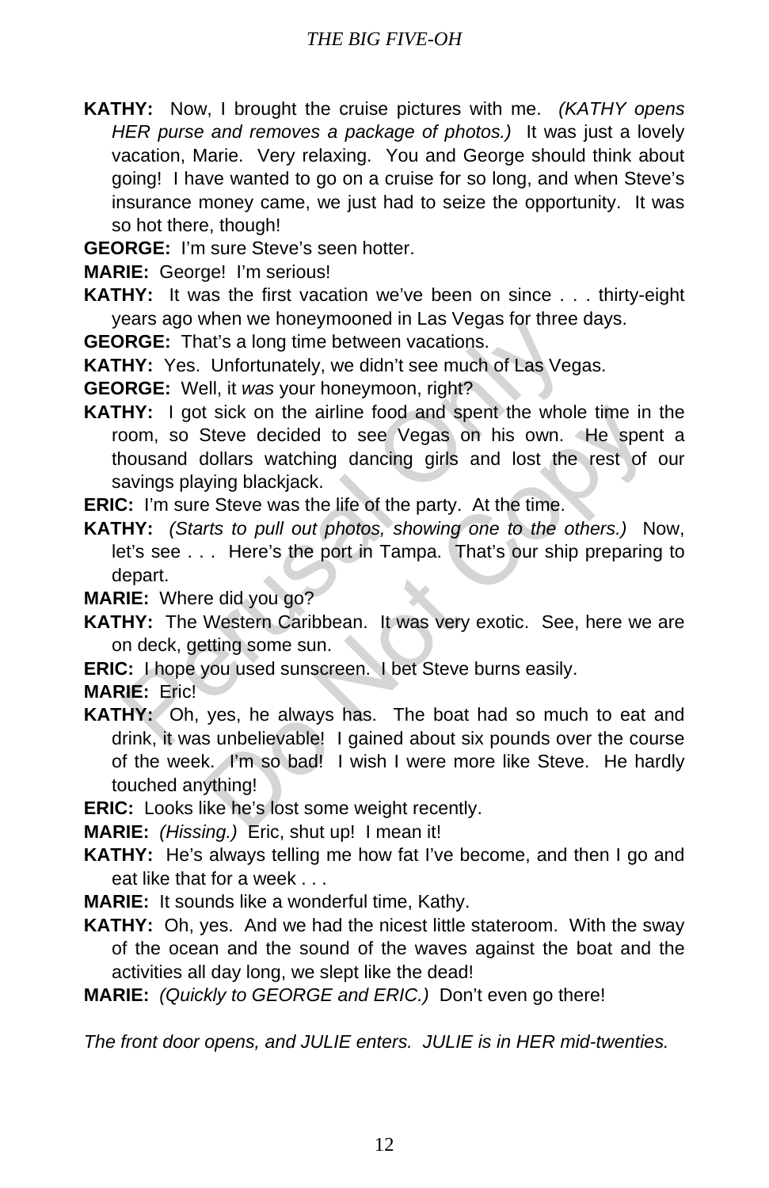**KATHY:** Now, I brought the cruise pictures with me. *(KATHY opens HER purse and removes a package of photos.)* It was just a lovely vacation, Marie. Very relaxing. You and George should think about going! I have wanted to go on a cruise for so long, and when Steve's insurance money came, we just had to seize the opportunity. It was so hot there, though!

**GEORGE:** I'm sure Steve's seen hotter.

**MARIE:** George! I'm serious!

**KATHY:** It was the first vacation we've been on since . . . thirty-eight years ago when we honeymooned in Las Vegas for three days.

**GEORGE:** That's a long time between vacations.

**KATHY:** Yes. Unfortunately, we didn't see much of Las Vegas.

**GEORGE:** Well, it *was* your honeymoon, right?

**KATHY:** I got sick on the airline food and spent the whole time in the room, so Steve decided to see Vegas on his own. He spent a thousand dollars watching dancing girls and lost the rest of our savings playing blackjack.

**ERIC:** I'm sure Steve was the life of the party. At the time.

**KATHY:** *(Starts to pull out photos, showing one to the others.)* Now, let's see . . . Here's the port in Tampa. That's our ship preparing to depart.

**MARIE:** Where did you go?

**KATHY:** The Western Caribbean. It was very exotic. See, here we are on deck, getting some sun.

**ERIC:** I hope you used sunscreen. I bet Steve burns easily.

**MARIE:** Eric!

**KATHY:** Oh, yes, he always has. The boat had so much to eat and drink, it was unbelievable! I gained about six pounds over the course of the week. I'm so bad! I wish I were more like Steve. He hardly touched anything!

**ERIC:** Looks like he's lost some weight recently.

**MARIE:** *(Hissing.)* Eric, shut up! I mean it!

**KATHY:** He's always telling me how fat I've become, and then I go and eat like that for a week . . .

**MARIE:** It sounds like a wonderful time, Kathy.

**KATHY:** Oh, yes. And we had the nicest little stateroom. With the sway of the ocean and the sound of the waves against the boat and the activities all day long, we slept like the dead!

**MARIE:** *(Quickly to GEORGE and ERIC.)* Don't even go there!

*The front door opens, and JULIE enters. JULIE is in HER mid-twenties.*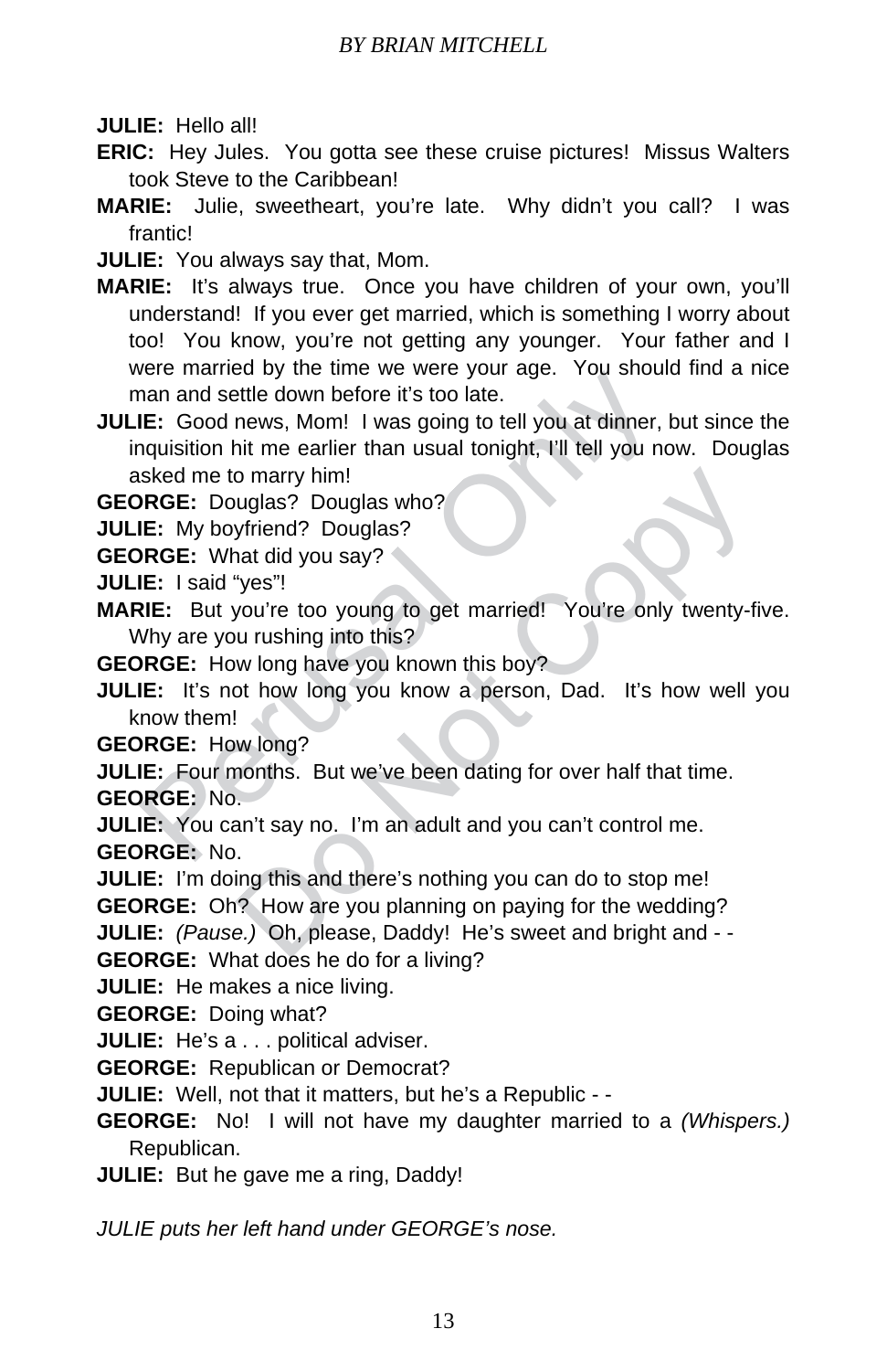**JULIE:** Hello all!

**ERIC:** Hey Jules. You gotta see these cruise pictures! Missus Walters took Steve to the Caribbean!

**MARIE:** Julie, sweetheart, you're late. Why didn't you call? I was frantic!

**JULIE:** You always say that, Mom.

**MARIE:** It's always true. Once you have children of your own, you'll understand! If you ever get married, which is something I worry about too! You know, you're not getting any younger. Your father and I were married by the time we were your age. You should find a nice man and settle down before it's too late.

**JULIE:** Good news, Mom! I was going to tell you at dinner, but since the inquisition hit me earlier than usual tonight, I'll tell you now. Douglas asked me to marry him!

**GEORGE:** Douglas? Douglas who?

**JULIE:** My boyfriend? Douglas?

**GEORGE:** What did you say?

**JULIE:** I said "yes"!

**MARIE:** But you're too young to get married! You're only twenty-five. Why are you rushing into this?

**GEORGE:** How long have you known this boy?

**JULIE:** It's not how long you know a person, Dad. It's how well you know them!

**GEORGE:** How long?

**JULIE:** Four months. But we've been dating for over half that time.

**GEORGE:** No.

**JULIE:** You can't say no. I'm an adult and you can't control me.

**GEORGE:** No.

**JULIE:** I'm doing this and there's nothing you can do to stop me!

**GEORGE:** Oh? How are you planning on paying for the wedding?

**JULIE:** *(Pause.)* Oh, please, Daddy! He's sweet and bright and - -

**GEORGE:** What does he do for a living?

**JULIE:** He makes a nice living.

**GEORGE:** Doing what?

**JULIE:** He's a . . . political adviser.

**GEORGE:** Republican or Democrat?

**JULIE:** Well, not that it matters, but he's a Republic - -

**GEORGE:** No! I will not have my daughter married to a *(Whispers.)* Republican.

**JULIE:** But he gave me a ring, Daddy!

*JULIE puts her left hand under GEORGE's nose.*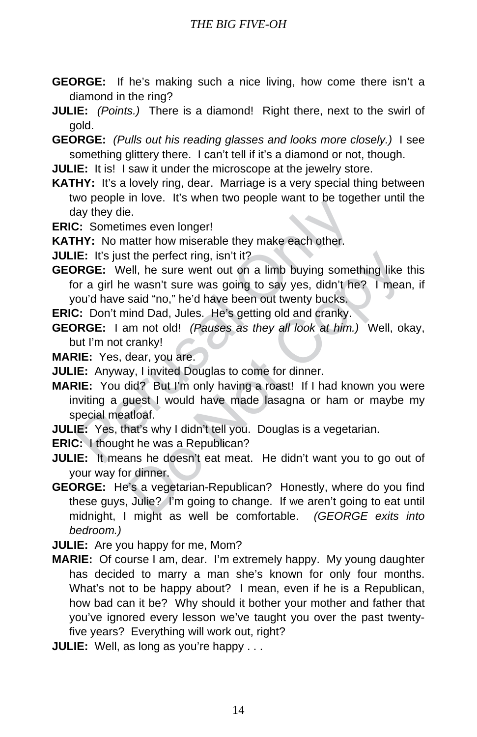**GEORGE:** If he's making such a nice living, how come there isn't a diamond in the ring?

**JULIE:** *(Points.)* There is a diamond! Right there, next to the swirl of gold.

**GEORGE:** *(Pulls out his reading glasses and looks more closely.)* I see something glittery there. I can't tell if it's a diamond or not, though.

**JULIE:** It is! I saw it under the microscope at the jewelry store.

**KATHY:** It's a lovely ring, dear. Marriage is a very special thing between two people in love. It's when two people want to be together until the day they die.

**ERIC:** Sometimes even longer!

**KATHY:** No matter how miserable they make each other.

**JULIE:** It's just the perfect ring, isn't it?

**GEORGE:** Well, he sure went out on a limb buying something like this for a girl he wasn't sure was going to say yes, didn't he? I mean, if you'd have said "no," he'd have been out twenty bucks.

**ERIC:** Don't mind Dad, Jules. He's getting old and cranky.

**GEORGE:** I am not old! *(Pauses as they all look at him.)* Well, okay, but I'm not cranky!

**MARIE:** Yes, dear, you are.

**JULIE:** Anyway, I invited Douglas to come for dinner.

**MARIE:** You did? But I'm only having a roast! If I had known you were inviting a guest I would have made lasagna or ham or maybe my special meatloaf.

**JULIE:** Yes, that's why I didn't tell you. Douglas is a vegetarian.

**ERIC:** I thought he was a Republican?

**JULIE:** It means he doesn't eat meat. He didn't want you to go out of your way for dinner.

**GEORGE:** He's a vegetarian-Republican? Honestly, where do you find these guys, Julie? I'm going to change. If we aren't going to eat until midnight, I might as well be comfortable. *(GEORGE exits into bedroom.)*

**JULIE:** Are you happy for me, Mom?

**MARIE:** Of course I am, dear. I'm extremely happy. My young daughter has decided to marry a man she's known for only four months. What's not to be happy about? I mean, even if he is a Republican, how bad can it be? Why should it bother your mother and father that you've ignored every lesson we've taught you over the past twenty-five years? Everything will work out, right?

**JULIE:** Well, as long as you're happy . . .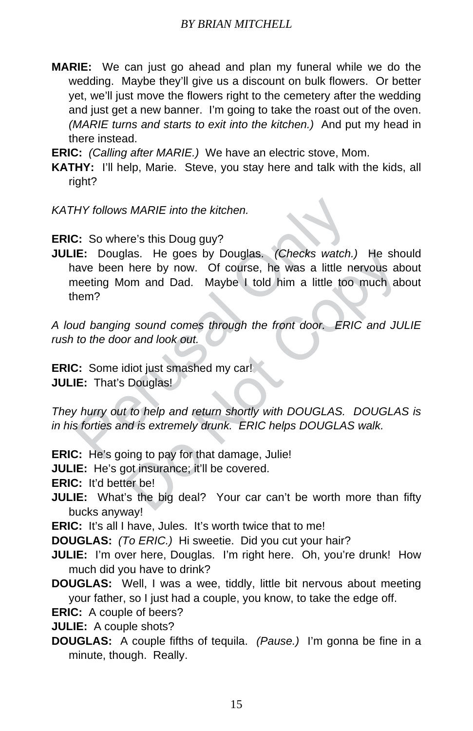**MARIE:** We can just go ahead and plan my funeral while we do the wedding. Maybe they'll give us a discount on bulk flowers. Or better yet, we'll just move the flowers right to the cemetery after the wedding and just get a new banner. I'm going to take the roast out of the oven. *(MARIE turns and starts to exit into the kitchen.)* And put my head in there instead.

**ERIC:** *(Calling after MARIE.)* We have an electric stove, Mom.

**KATHY:** I'll help, Marie. Steve, you stay here and talk with the kids, all right?

*KATHY follows MARIE into the kitchen.*

**ERIC:** So where's this Doug guy?

**JULIE:** Douglas. He goes by Douglas. *(Checks watch.)* He should have been here by now. Of course, he was a little nervous about meeting Mom and Dad. Maybe I told him a little too much about them?

*A loud banging sound comes through the front door. ERIC and JULIE rush to the door and look out.*

**ERIC:** Some idiot just smashed my car!

**JULIE:** That's Douglas!

*They hurry out to help and return shortly with DOUGLAS. DOUGLAS is in his forties and is extremely drunk. ERIC helps DOUGLAS walk.*

**ERIC:** He's going to pay for that damage, Julie!

**JULIE:** He's got insurance; it'll be covered.

**ERIC:** It'd better be!

**JULIE:** What's the big deal? Your car can't be worth more than fifty bucks anyway!

**ERIC:** It's all I have, Jules. It's worth twice that to me!

**DOUGLAS:** *(To ERIC.)* Hi sweetie. Did you cut your hair?

**JULIE:** I'm over here, Douglas. I'm right here. Oh, you're drunk! How much did you have to drink?

**DOUGLAS:** Well, I was a wee, tiddly, little bit nervous about meeting your father, so I just had a couple, you know, to take the edge off.

**ERIC:** A couple of beers?

**JULIE:** A couple shots?

**DOUGLAS:** A couple fifths of tequila. *(Pause.)* I'm gonna be fine in a minute, though. Really.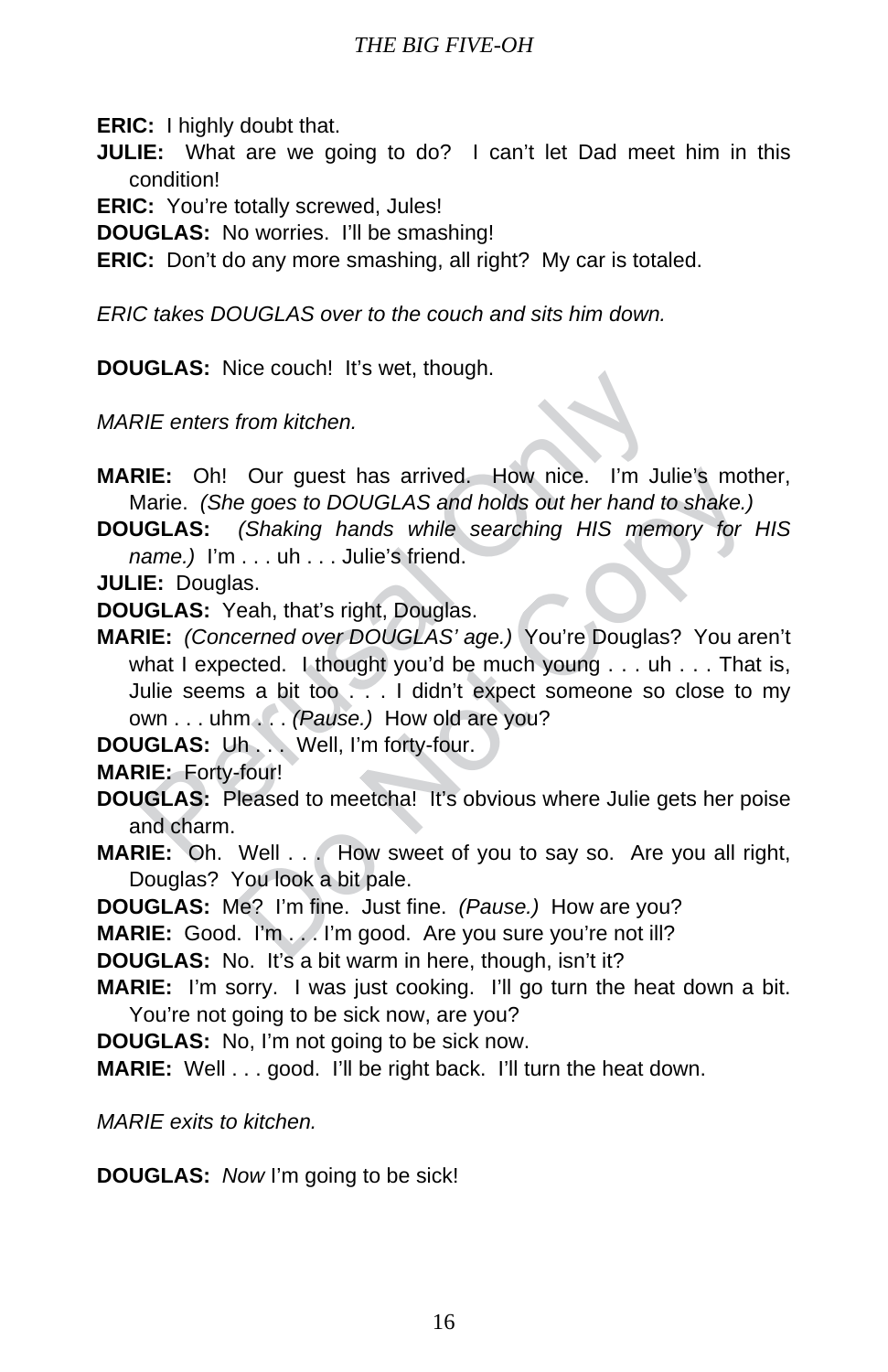**ERIC:** I highly doubt that.

**JULIE:** What are we going to do? I can't let Dad meet him in this condition!

**ERIC:** You're totally screwed, Jules!

**DOUGLAS:** No worries. I'll be smashing!

**ERIC:** Don't do any more smashing, all right? My car is totaled.

*ERIC takes DOUGLAS over to the couch and sits him down.*

**DOUGLAS:** Nice couch! It's wet, though.

*MARIE enters from kitchen.*

**MARIE:** Oh! Our guest has arrived. How nice. I'm Julie's mother, Marie. *(She goes to DOUGLAS and holds out her hand to shake.)*

**DOUGLAS:** *(Shaking hands while searching HIS memory for HIS name.)* I'm . . . uh . . . Julie's friend.

**JULIE:** Douglas.

**DOUGLAS:** Yeah, that's right, Douglas.

**MARIE:** *(Concerned over DOUGLAS' age.)* You're Douglas? You aren't what I expected. I thought you'd be much young . . . uh . . . That is, Julie seems a bit too . . . I didn't expect someone so close to my own . . . uhm . . . *(Pause.)* How old are you?

**DOUGLAS:** Uh . . . Well, I'm forty-four.

**MARIE:** Forty-four!

**DOUGLAS:** Pleased to meetcha! It's obvious where Julie gets her poise and charm.

**MARIE:** Oh. Well . . . How sweet of you to say so. Are you all right, Douglas? You look a bit pale.

**DOUGLAS:** Me? I'm fine. Just fine. *(Pause.)* How are you?

**MARIE:** Good. I'm . . . I'm good. Are you sure you're not ill?

**DOUGLAS:** No. It's a bit warm in here, though, isn't it?

**MARIE:** I'm sorry. I was just cooking. I'll go turn the heat down a bit. You're not going to be sick now, are you?

**DOUGLAS:** No, I'm not going to be sick now.

**MARIE:** Well . . . good. I'll be right back. I'll turn the heat down.

*MARIE exits to kitchen.*

**DOUGLAS:** *Now* I'm going to be sick!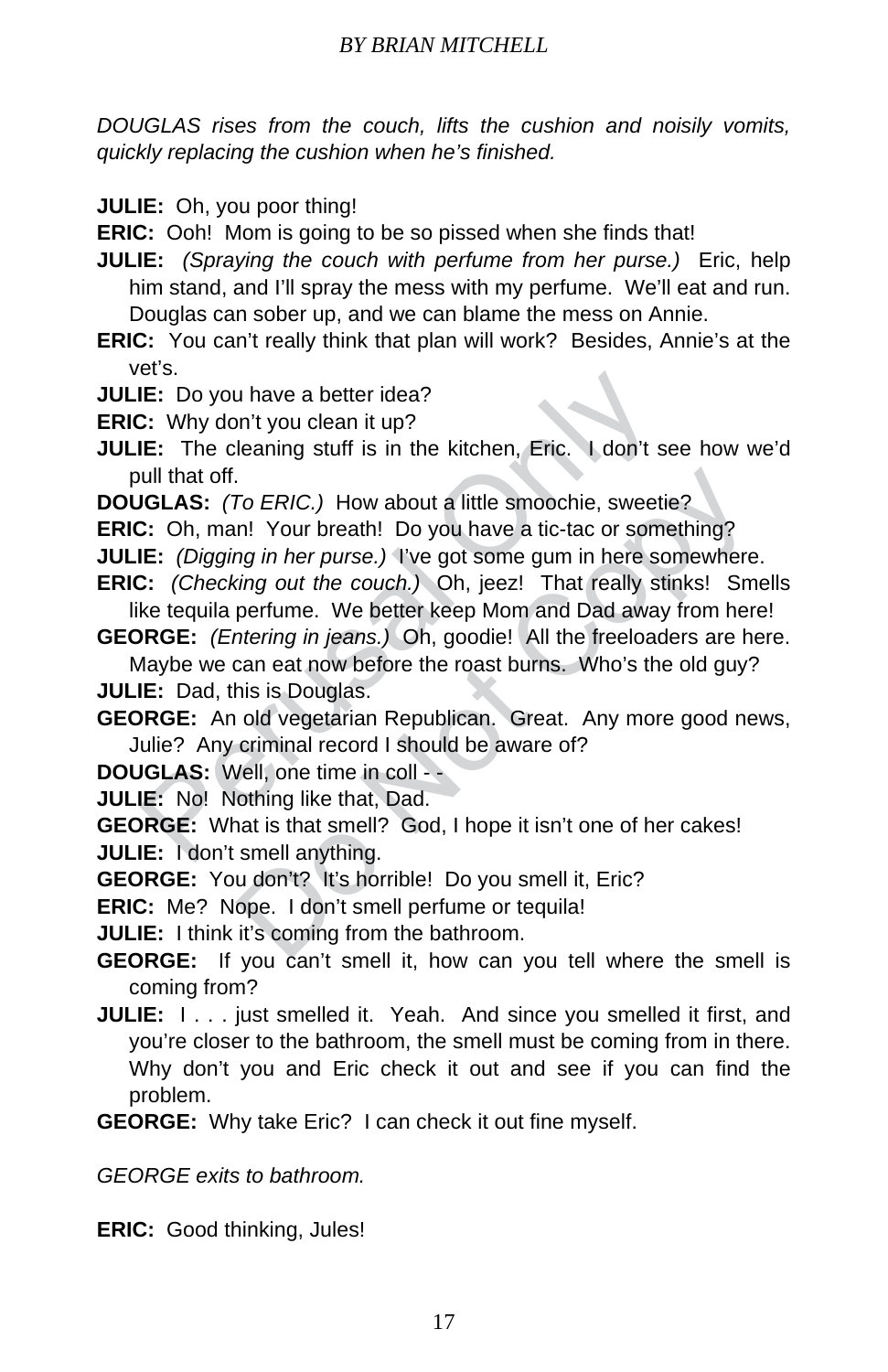*DOUGLAS rises from the couch, lifts the cushion and noisily vomits, quickly replacing the cushion when he's finished.*

**JULIE:** Oh, you poor thing!

**ERIC:** Ooh! Mom is going to be so pissed when she finds that!

**JULIE:** *(Spraying the couch with perfume from her purse.)* Eric, help him stand, and I'll spray the mess with my perfume. We'll eat and run. Douglas can sober up, and we can blame the mess on Annie.

**ERIC:** You can't really think that plan will work? Besides, Annie's at the vet's.

**JULIE:** Do you have a better idea?

**ERIC:** Why don't you clean it up?

**JULIE:** The cleaning stuff is in the kitchen, Eric. I don't see how we'd pull that off.

**DOUGLAS:** *(To ERIC.)* How about a little smoochie, sweetie?

**ERIC:** Oh, man! Your breath! Do you have a tic-tac or something?

**JULIE:** *(Digging in her purse.)* I've got some gum in here somewhere.

**ERIC:** *(Checking out the couch.)* Oh, jeez! That really stinks! Smells like tequila perfume. We better keep Mom and Dad away from here!

**GEORGE:** *(Entering in jeans.)* Oh, goodie! All the freeloaders are here. Maybe we can eat now before the roast burns. Who's the old guy?

**JULIE:** Dad, this is Douglas.

**GEORGE:** An old vegetarian Republican. Great. Any more good news, Julie? Any criminal record I should be aware of?

**DOUGLAS:** Well, one time in coll - -

**JULIE:** No! Nothing like that, Dad.

**GEORGE:** What is that smell? God, I hope it isn't one of her cakes!

**JULIE:** I don't smell anything.

**GEORGE:** You don't? It's horrible! Do you smell it, Eric?

**ERIC:** Me? Nope. I don't smell perfume or tequila!

**JULIE:** I think it's coming from the bathroom.

**GEORGE:** If you can't smell it, how can you tell where the smell is coming from?

**JULIE:** I . . . just smelled it. Yeah. And since you smelled it first, and you're closer to the bathroom, the smell must be coming from in there. Why don't you and Eric check it out and see if you can find the problem.

**GEORGE:** Why take Eric? I can check it out fine myself.

*GEORGE exits to bathroom.*

**ERIC:** Good thinking, Jules!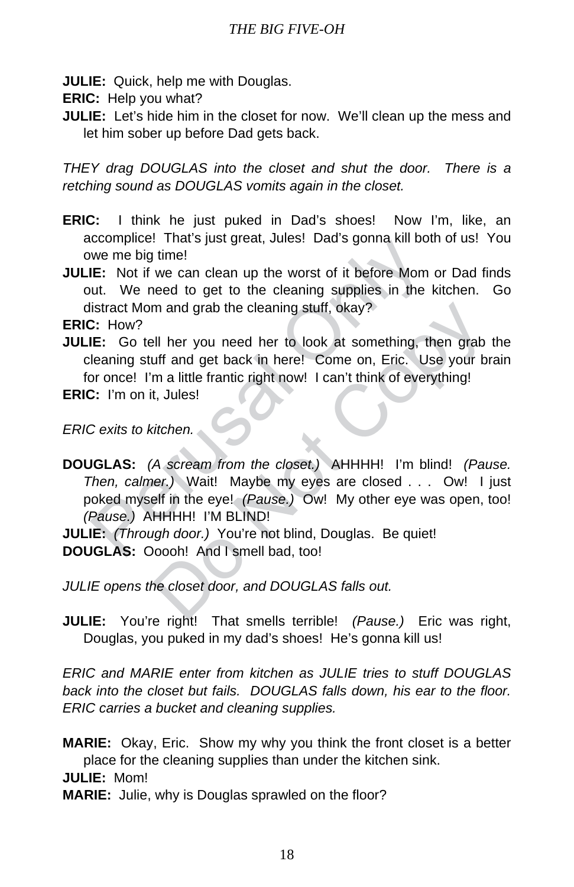**JULIE:** Quick, help me with Douglas.

**ERIC:** Help you what?

**JULIE:** Let's hide him in the closet for now. We'll clean up the mess and let him sober up before Dad gets back.

*THEY drag DOUGLAS into the closet and shut the door. There is a retching sound as DOUGLAS vomits again in the closet.*

**ERIC:** I think he just puked in Dad's shoes! Now I'm, like, an accomplice! That's just great, Jules! Dad's gonna kill both of us! You owe me big time!

**JULIE:** Not if we can clean up the worst of it before Mom or Dad finds out. We need to get to the cleaning supplies in the kitchen. Go distract Mom and grab the cleaning stuff, okay?

**ERIC:** How?

**JULIE:** Go tell her you need her to look at something, then grab the cleaning stuff and get back in here! Come on, Eric. Use your brain for once! I'm a little frantic right now! I can't think of everything!

**ERIC:** I'm on it, Jules!

*ERIC exits to kitchen.*

**DOUGLAS:** *(A scream from the closet.)* AHHHH! I'm blind! *(Pause. Then, calmer.)* Wait! Maybe my eyes are closed . . . Ow! I just poked myself in the eye! *(Pause.)* Ow! My other eye was open, too! *(Pause.)* AHHHH! I'M BLIND!

**JULIE:** *(Through door.)* You're not blind, Douglas. Be quiet!

**DOUGLAS:** Ooooh! And I smell bad, too!

*JULIE opens the closet door, and DOUGLAS falls out.*

**JULIE:** You're right! That smells terrible! *(Pause.)* Eric was right, Douglas, you puked in my dad's shoes! He's gonna kill us!

*ERIC and MARIE enter from kitchen as JULIE tries to stuff DOUGLAS back into the closet but fails. DOUGLAS falls down, his ear to the floor. ERIC carries a bucket and cleaning supplies.*

**MARIE:** Okay, Eric. Show my why you think the front closet is a better place for the cleaning supplies than under the kitchen sink.

**JULIE:** Mom!

**MARIE:** Julie, why is Douglas sprawled on the floor?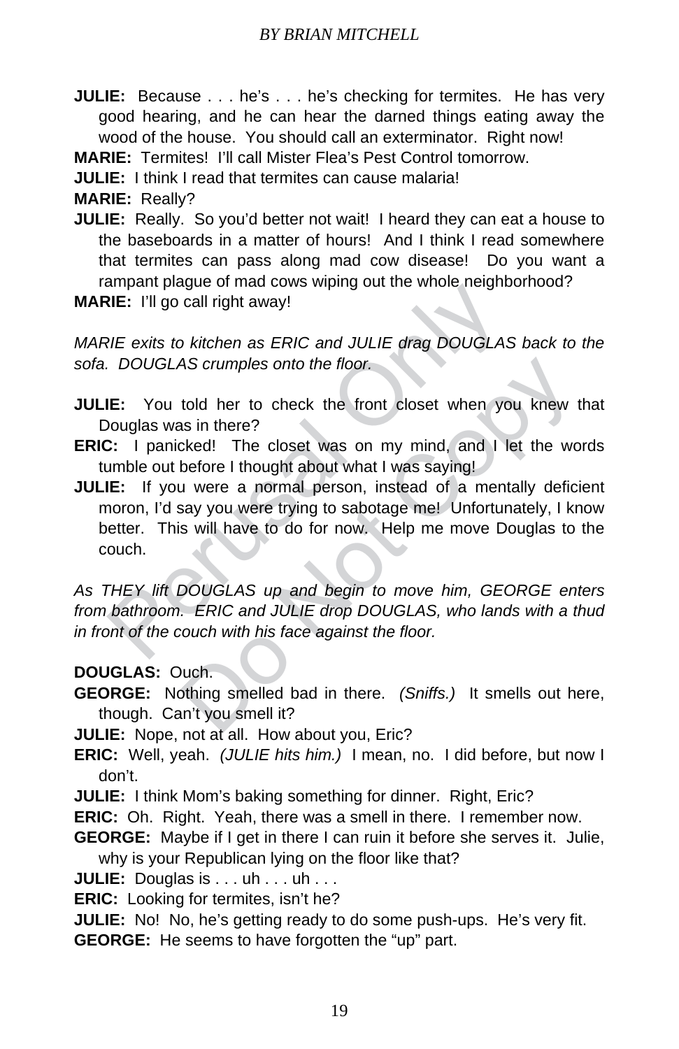**JULIE:** Because . . . he's . . . he's checking for termites. He has very good hearing, and he can hear the darned things eating away the wood of the house. You should call an exterminator. Right now!

**MARIE:** Termites! I'll call Mister Flea's Pest Control tomorrow.

**JULIE:** I think I read that termites can cause malaria!

**MARIE:** Really?

**JULIE:** Really. So you'd better not wait! I heard they can eat a house to the baseboards in a matter of hours! And I think I read somewhere that termites can pass along mad cow disease! Do you want a rampant plague of mad cows wiping out the whole neighborhood?

**MARIE:** I'll go call right away!

*MARIE exits to kitchen as ERIC and JULIE drag DOUGLAS back to the sofa. DOUGLAS crumples onto the floor.*

**JULIE:** You told her to check the front closet when you knew that Douglas was in there?

**ERIC:** I panicked! The closet was on my mind, and I let the words tumble out before I thought about what I was saying!

**JULIE:** If you were a normal person, instead of a mentally deficient moron, I'd say you were trying to sabotage me! Unfortunately, I know better. This will have to do for now. Help me move Douglas to the couch.

*As THEY lift DOUGLAS up and begin to move him, GEORGE enters from bathroom. ERIC and JULIE drop DOUGLAS, who lands with a thud in front of the couch with his face against the floor.*

**DOUGLAS:** Ouch.

**GEORGE:** Nothing smelled bad in there. *(Sniffs.)* It smells out here, though. Can't you smell it?

**JULIE:** Nope, not at all. How about you, Eric?

**ERIC:** Well, yeah. *(JULIE hits him.)* I mean, no. I did before, but now I don't.

**JULIE:** I think Mom's baking something for dinner. Right, Eric?

**ERIC:** Oh. Right. Yeah, there was a smell in there. I remember now.

**GEORGE:** Maybe if I get in there I can ruin it before she serves it. Julie, why is your Republican lying on the floor like that?

**JULIE:** Douglas is . . . uh . . . uh . . .

**ERIC:** Looking for termites, isn't he?

**JULIE:** No! No, he's getting ready to do some push-ups. He's very fit.

**GEORGE:** He seems to have forgotten the "up" part.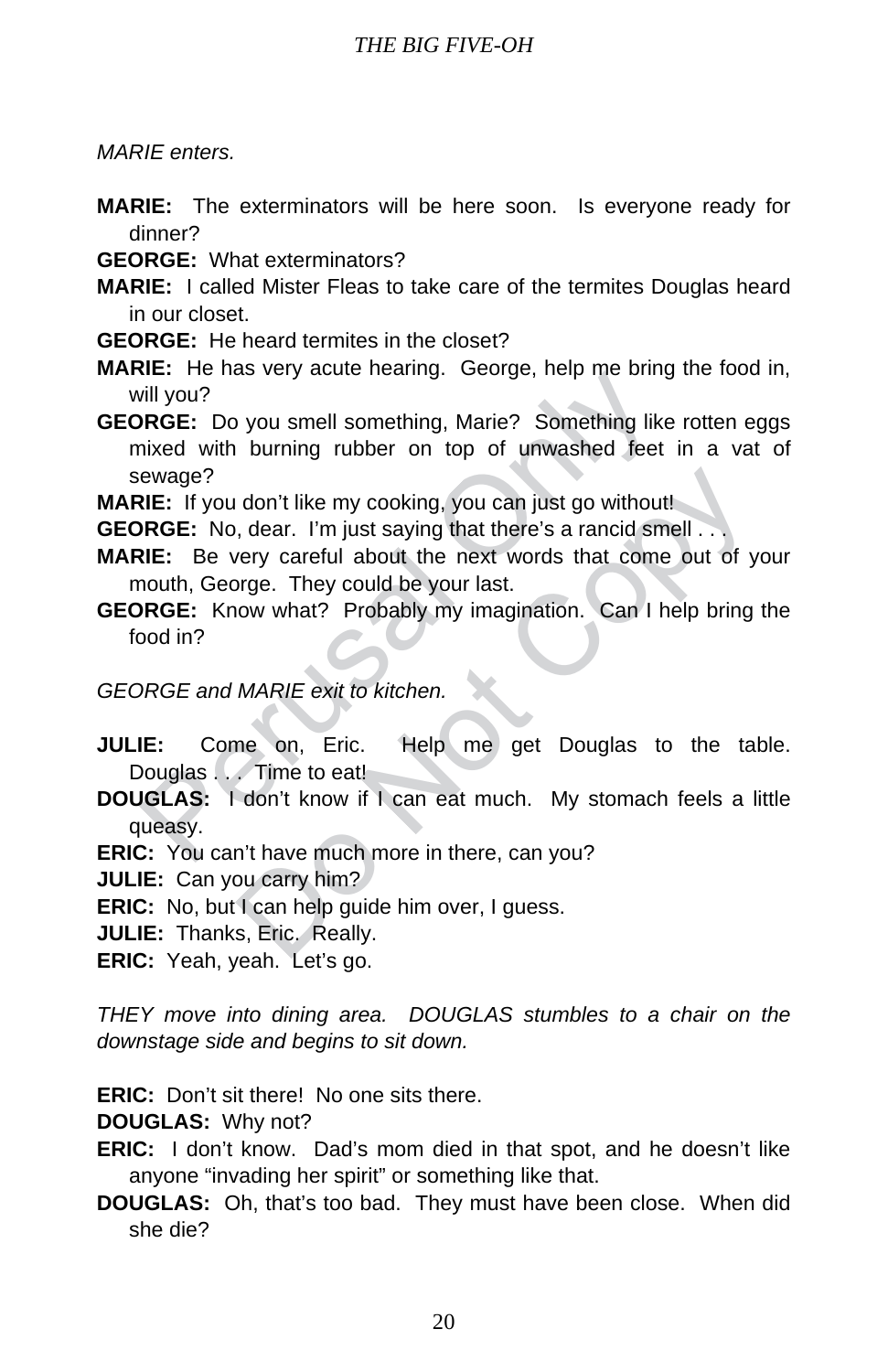*MARIE enters.*

**MARIE:** The exterminators will be here soon. Is everyone ready for dinner?

**GEORGE:** What exterminators?

**MARIE:** I called Mister Fleas to take care of the termites Douglas heard in our closet.

**GEORGE:** He heard termites in the closet?

**MARIE:** He has very acute hearing. George, help me bring the food in, will you?

**GEORGE:** Do you smell something, Marie? Something like rotten eggs mixed with burning rubber on top of unwashed feet in a vat of sewage?

**MARIE:** If you don't like my cooking, you can just go without!

**GEORGE:** No, dear. I'm just saying that there's a rancid smell . . .

**MARIE:** Be very careful about the next words that come out of your mouth, George. They could be your last.

**GEORGE:** Know what? Probably my imagination. Can I help bring the food in?

*GEORGE and MARIE exit to kitchen.*

**JULIE:** Come on, Eric. Help me get Douglas to the table. Douglas . . . Time to eat!

**DOUGLAS:** I don't know if I can eat much. My stomach feels a little queasy.

**ERIC:** You can't have much more in there, can you?

**JULIE:** Can you carry him?

**ERIC:** No, but I can help guide him over, I guess.

**JULIE:** Thanks, Eric. Really.

**ERIC:** Yeah, yeah. Let's go.

*THEY move into dining area. DOUGLAS stumbles to a chair on the downstage side and begins to sit down.*

**ERIC:** Don't sit there! No one sits there.

**DOUGLAS:** Why not?

**ERIC:** I don't know. Dad's mom died in that spot, and he doesn't like anyone "invading her spirit" or something like that.

**DOUGLAS:** Oh, that's too bad. They must have been close. When did she die?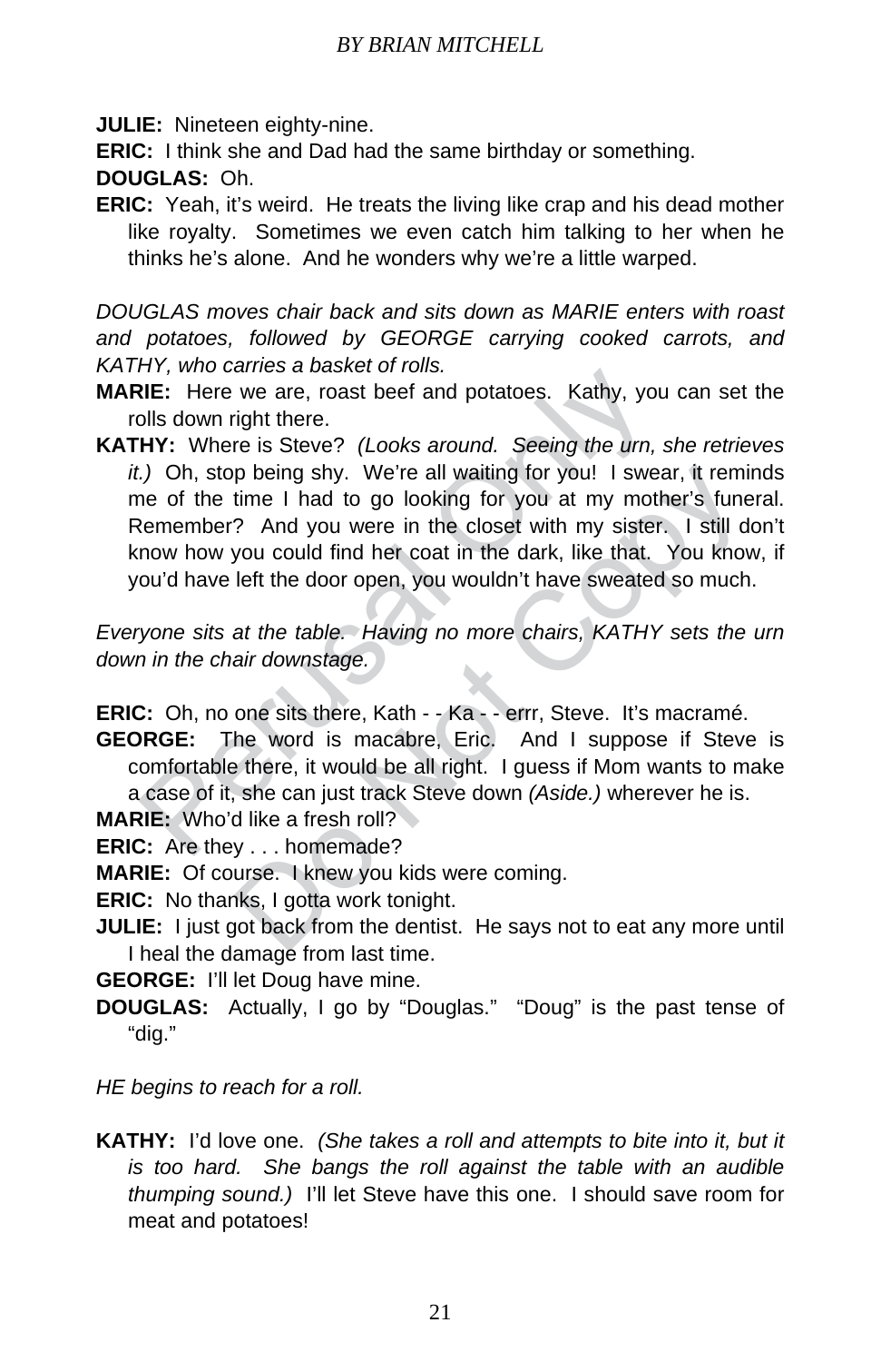**JULIE:** Nineteen eighty-nine.

**ERIC:** I think she and Dad had the same birthday or something.

**DOUGLAS:** Oh.

**ERIC:** Yeah, it's weird. He treats the living like crap and his dead mother like royalty. Sometimes we even catch him talking to her when he thinks he's alone. And he wonders why we're a little warped.

*DOUGLAS moves chair back and sits down as MARIE enters with roast and potatoes, followed by GEORGE carrying cooked carrots, and KATHY, who carries a basket of rolls.*

**MARIE:** Here we are, roast beef and potatoes. Kathy, you can set the rolls down right there.

**KATHY:** Where is Steve? *(Looks around. Seeing the urn, she retrieves it.)* Oh, stop being shy. We're all waiting for you! I swear, it reminds me of the time I had to go looking for you at my mother's funeral. Remember? And you were in the closet with my sister. I still don't know how you could find her coat in the dark, like that. You know, if you'd have left the door open, you wouldn't have sweated so much.

*Everyone sits at the table. Having no more chairs, KATHY sets the urn down in the chair downstage.*

**ERIC:** Oh, no one sits there, Kath - - Ka - - errr, Steve. It's macramé.

**GEORGE:** The word is macabre, Eric. And I suppose if Steve is comfortable there, it would be all right. I guess if Mom wants to make a case of it, she can just track Steve down *(Aside.)* wherever he is.

**MARIE:** Who'd like a fresh roll?

**ERIC:** Are they . . . homemade?

**MARIE:** Of course. I knew you kids were coming.

**ERIC:** No thanks, I gotta work tonight.

**JULIE:** I just got back from the dentist. He says not to eat any more until I heal the damage from last time.

**GEORGE:** I'll let Doug have mine.

**DOUGLAS:** Actually, I go by "Douglas." "Doug" is the past tense of "dig."

*HE begins to reach for a roll.*

**KATHY:** I'd love one. *(She takes a roll and attempts to bite into it, but it is too hard. She bangs the roll against the table with an audible thumping sound.)* I'll let Steve have this one. I should save room for meat and potatoes!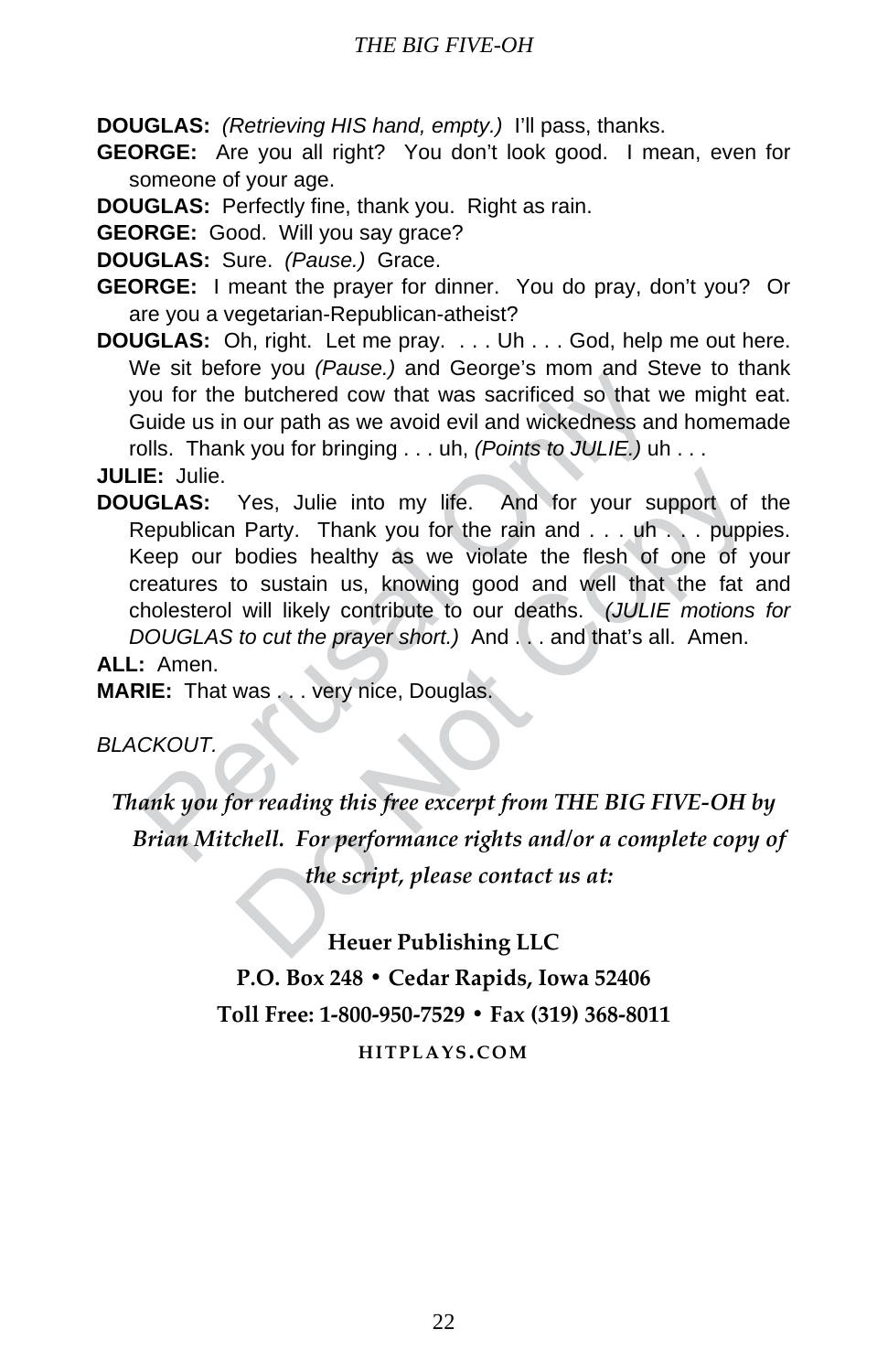**DOUGLAS:** *(Retrieving HIS hand, empty.)* I'll pass, thanks.

**GEORGE:** Are you all right? You don't look good. I mean, even for someone of your age.

**DOUGLAS:** Perfectly fine, thank you. Right as rain.

**GEORGE:** Good. Will you say grace?

**DOUGLAS:** Sure. *(Pause.)* Grace.

**GEORGE:** I meant the prayer for dinner. You do pray, don't you? Or are you a vegetarian-Republican-atheist?

**DOUGLAS:** Oh, right. Let me pray. . . . Uh . . . God, help me out here. We sit before you *(Pause.)* and George's mom and Steve to thank you for the butchered cow that was sacrificed so that we might eat. Guide us in our path as we avoid evil and wickedness and homemade rolls. Thank you for bringing . . . uh, *(Points to JULIE.)* uh . . .

**JULIE:** Julie.

**DOUGLAS:** Yes, Julie into my life. And for your support of the Republican Party. Thank you for the rain and . . . uh . . . puppies. Keep our bodies healthy as we violate the flesh of one of your creatures to sustain us, knowing good and well that the fat and cholesterol will likely contribute to our deaths. *(JULIE motions for DOUGLAS to cut the prayer short.)* And . . . and that's all. Amen.

**ALL:** Amen.

**MARIE:** That was . . . very nice, Douglas.

*BLACKOUT.*

***Thank you for reading this free excerpt from THE BIG FIVE-OH by Brian Mitchell. For performance rights and/or a complete copy of the script, please contact us at:***

**Heuer Publishing LLC**

**P.O. Box 248 • Cedar Rapids, Iowa 52406**

**Toll Free: 1-800-950-7529 • Fax (319) 368-8011**

**HITPLAYS.COM**